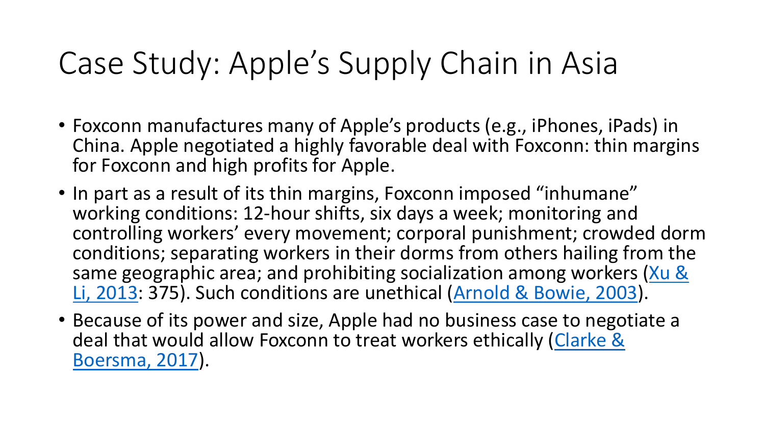# Case Study: Apple's Supply Chain in Asia

- Foxconn manufactures many of Apple's products (e.g., iPhones, iPads) in China. Apple negotiated a highly favorable deal with Foxconn: thin margins for Foxconn and high profits for Apple.
- In part as a result of its thin margins, Foxconn imposed "inhumane" working conditions: 12-hour shifts, six days a week; monitoring and controlling workers' every movement; corporal punishment; crowded dorm conditions; separating workers in their dorms from others hailing from the same geographic area; and prohibiting socialization among workers (Xu & Li, 2013: 375). Such conditions are unethical (Arnold & Bowie, 2003).
- Because of its power and size, Apple had no business case to negotiate a deal that would allow Foxconn to treat workers ethically (Clarke & Boersma, 2017).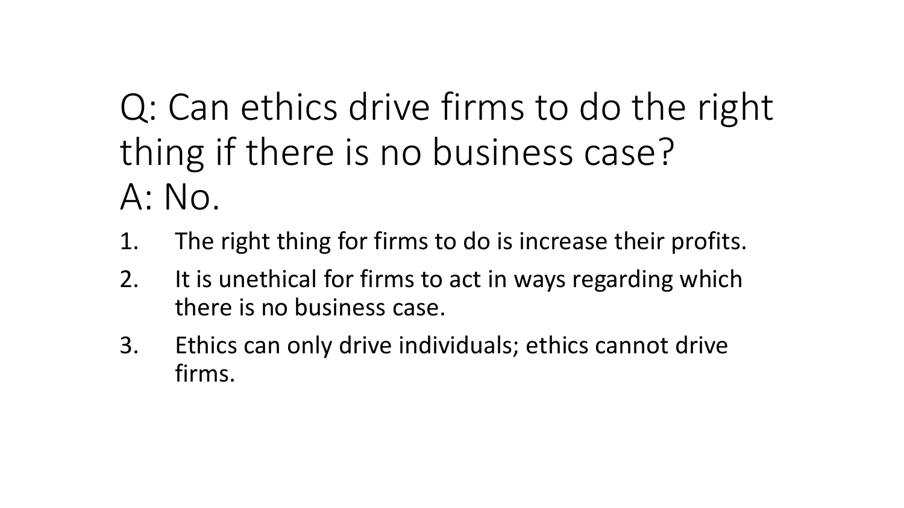# Q: Can ethics drive firms to do the right thing if there is no business case?
# A: No.

1. The right thing for firms to do is increase their profits.
2. It is unethical for firms to act in ways regarding which there is no business case.
3. Ethics can only drive individuals; ethics cannot drive firms.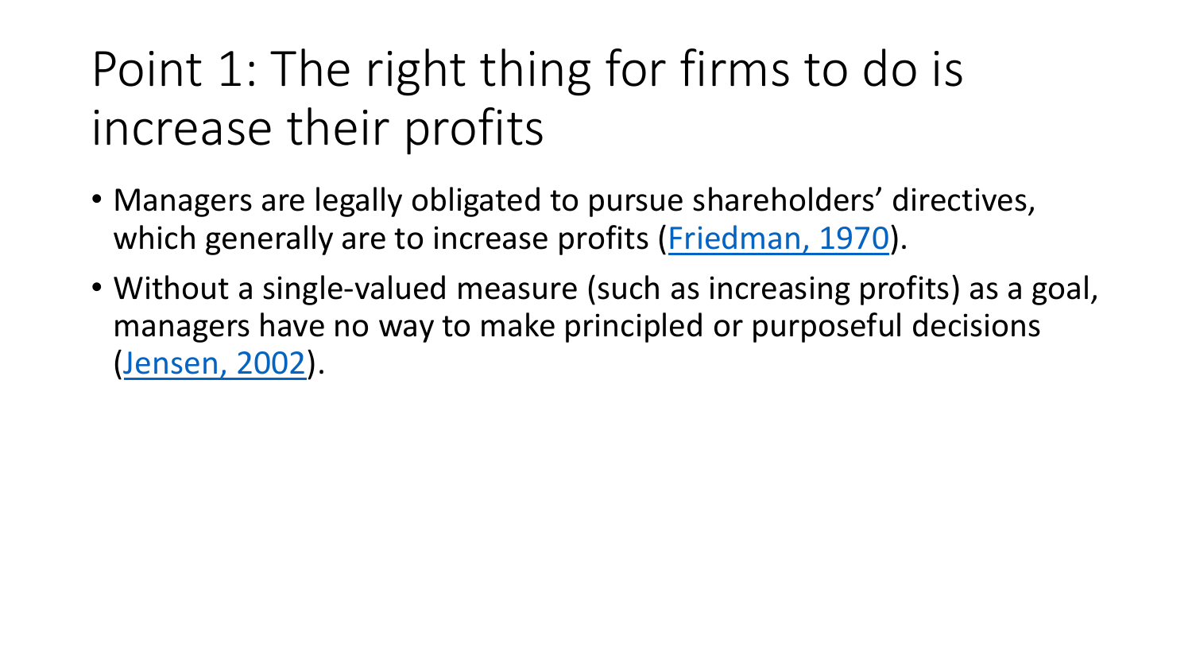# Point 1: The right thing for firms to do is increase their profits

- Managers are legally obligated to pursue shareholders' directives, which generally are to increase profits (Friedman, 1970).
- Without a single-valued measure (such as increasing profits) as a goal, managers have no way to make principled or purposeful decisions (Jensen, 2002).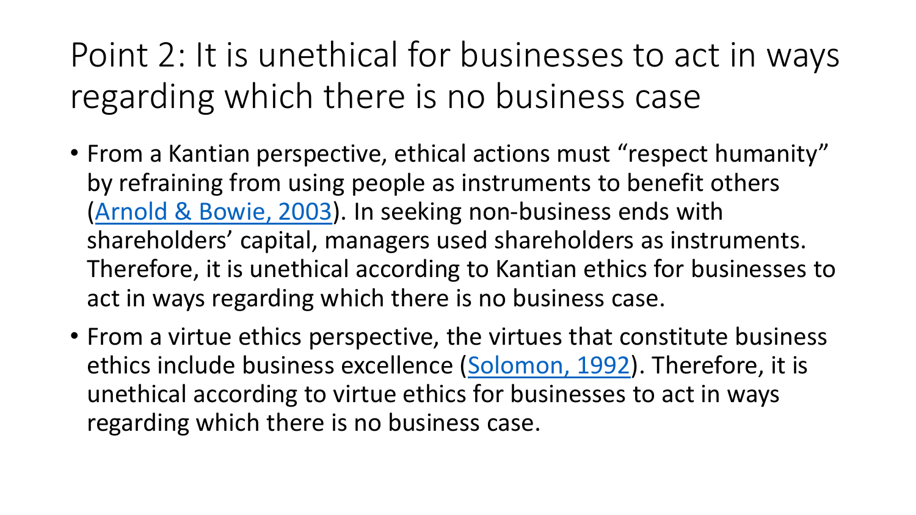# Point 2: It is unethical for businesses to act in ways regarding which there is no business case

- From a Kantian perspective, ethical actions must "respect humanity" by refraining from using people as instruments to benefit others (Arnold & Bowie, 2003). In seeking non-business ends with shareholders' capital, managers used shareholders as instruments. Therefore, it is unethical according to Kantian ethics for businesses to act in ways regarding which there is no business case.
- From a virtue ethics perspective, the virtues that constitute business ethics include business excellence (Solomon, 1992). Therefore, it is unethical according to virtue ethics for businesses to act in ways regarding which there is no business case.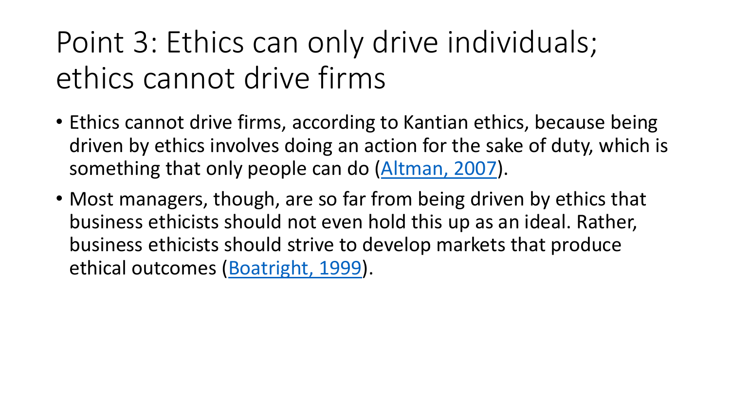# Point 3: Ethics can only drive individuals; ethics cannot drive firms

- Ethics cannot drive firms, according to Kantian ethics, because being driven by ethics involves doing an action for the sake of duty, which is something that only people can do (Altman, 2007).
- Most managers, though, are so far from being driven by ethics that business ethicists should not even hold this up as an ideal. Rather, business ethicists should strive to develop markets that produce ethical outcomes (Boatright, 1999).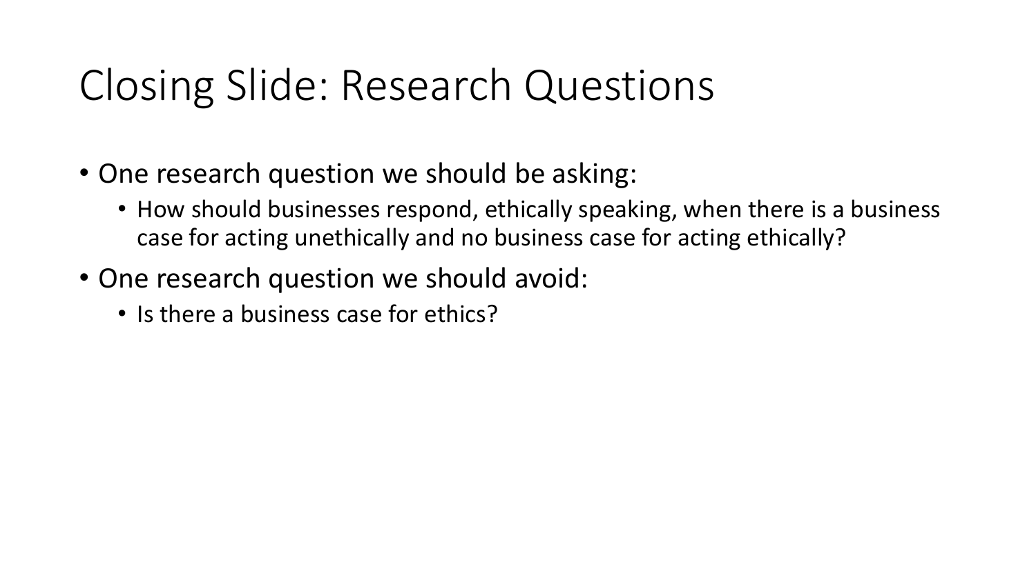# Closing Slide: Research Questions

- One research question we should be asking:
  - How should businesses respond, ethically speaking, when there is a business case for acting unethically and no business case for acting ethically?
- One research question we should avoid:
  - Is there a business case for ethics?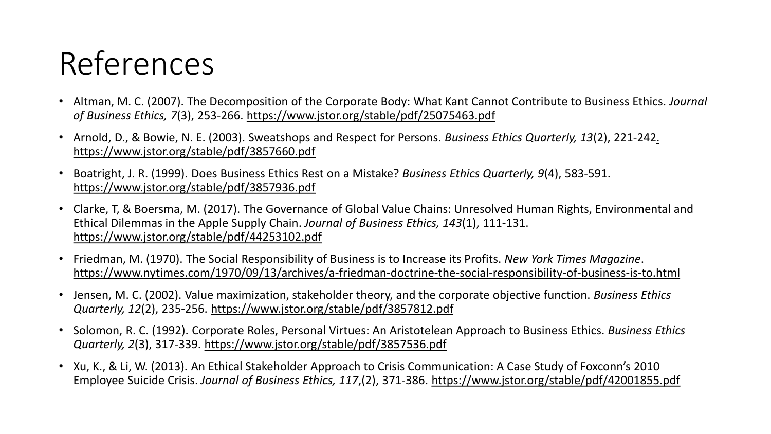# References

- Altman, M. C. (2007). The Decomposition of the Corporate Body: What Kant Cannot Contribute to Business Ethics. *Journal of Business Ethics, 7*(3), 253-266. https://www.jstor.org/stable/pdf/25075463.pdf
- Arnold, D., & Bowie, N. E. (2003). Sweatshops and Respect for Persons. *Business Ethics Quarterly, 13*(2), 221-242. https://www.jstor.org/stable/pdf/3857660.pdf
- Boatright, J. R. (1999). Does Business Ethics Rest on a Mistake? *Business Ethics Quarterly, 9*(4), 583-591. https://www.jstor.org/stable/pdf/3857936.pdf
- Clarke, T, & Boersma, M. (2017). The Governance of Global Value Chains: Unresolved Human Rights, Environmental and Ethical Dilemmas in the Apple Supply Chain. *Journal of Business Ethics, 143*(1), 111-131. https://www.jstor.org/stable/pdf/44253102.pdf
- Friedman, M. (1970). The Social Responsibility of Business is to Increase its Profits. *New York Times Magazine*. https://www.nytimes.com/1970/09/13/archives/a-friedman-doctrine-the-social-responsibility-of-business-is-to.html
- Jensen, M. C. (2002). Value maximization, stakeholder theory, and the corporate objective function. *Business Ethics Quarterly, 12*(2), 235-256. https://www.jstor.org/stable/pdf/3857812.pdf
- Solomon, R. C. (1992). Corporate Roles, Personal Virtues: An Aristotelean Approach to Business Ethics. *Business Ethics Quarterly, 2*(3), 317-339. https://www.jstor.org/stable/pdf/3857536.pdf
- Xu, K., & Li, W. (2013). An Ethical Stakeholder Approach to Crisis Communication: A Case Study of Foxconn's 2010 Employee Suicide Crisis. *Journal of Business Ethics, 117*,(2), 371-386. https://www.jstor.org/stable/pdf/42001855.pdf